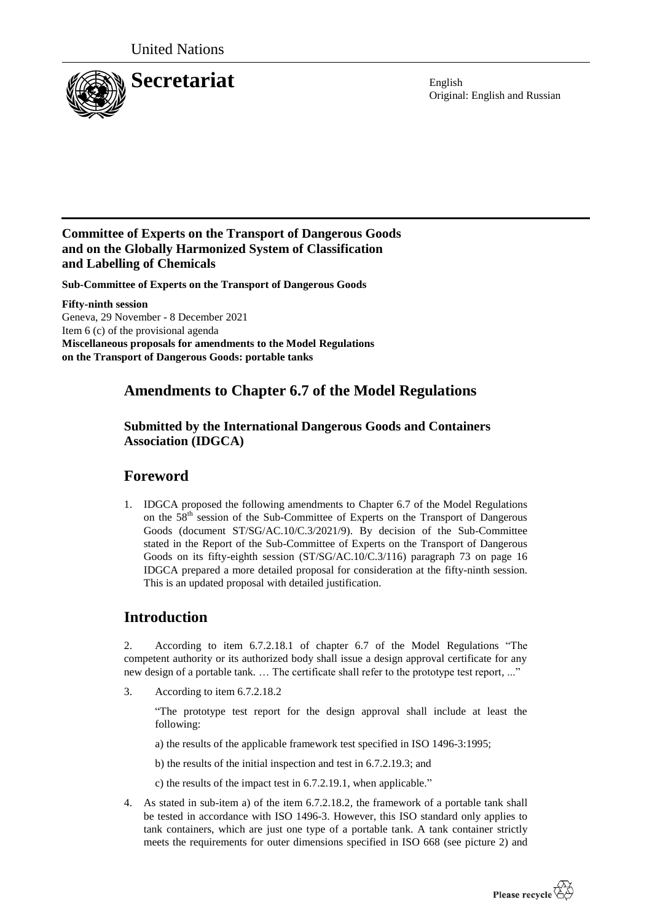United Nations

# Secretariat

English
Original: English and Russian

**Committee of Experts on the Transport of Dangerous Goods and on the Globally Harmonized System of Classification and Labelling of Chemicals**

**Sub-Committee of Experts on the Transport of Dangerous Goods**

**Fifty-ninth session**
Geneva, 29 November - 8 December 2021
Item 6 (c) of the provisional agenda
**Miscellaneous proposals for amendments to the Model Regulations on the Transport of Dangerous Goods: portable tanks**

## Amendments to Chapter 6.7 of the Model Regulations

### Submitted by the International Dangerous Goods and Containers Association (IDGCA)

## Foreword

1. IDGCA proposed the following amendments to Chapter 6.7 of the Model Regulations on the 58th session of the Sub-Committee of Experts on the Transport of Dangerous Goods (document ST/SG/AC.10/C.3/2021/9). By decision of the Sub-Committee stated in the Report of the Sub-Committee of Experts on the Transport of Dangerous Goods on its fifty-eighth session (ST/SG/AC.10/C.3/116) paragraph 73 on page 16 IDGCA prepared a more detailed proposal for consideration at the fifty-ninth session. This is an updated proposal with detailed justification.

## Introduction

2. According to item 6.7.2.18.1 of chapter 6.7 of the Model Regulations "The competent authority or its authorized body shall issue a design approval certificate for any new design of a portable tank. … The certificate shall refer to the prototype test report, ..."

3. According to item 6.7.2.18.2

   "The prototype test report for the design approval shall include at least the following:

   a) the results of the applicable framework test specified in ISO 1496-3:1995;

   b) the results of the initial inspection and test in 6.7.2.19.3; and

   c) the results of the impact test in 6.7.2.19.1, when applicable."

4. As stated in sub-item a) of the item 6.7.2.18.2, the framework of a portable tank shall be tested in accordance with ISO 1496-3. However, this ISO standard only applies to tank containers, which are just one type of a portable tank. A tank container strictly meets the requirements for outer dimensions specified in ISO 668 (see picture 2) and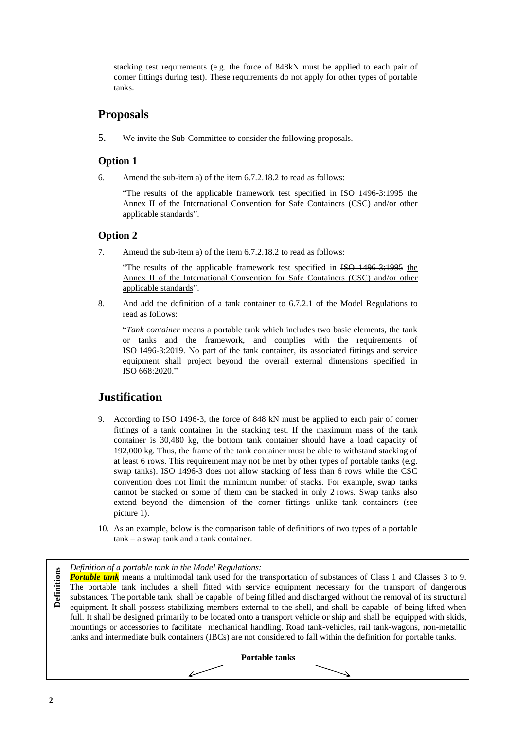stacking test requirements (e.g. the force of 848kN must be applied to each pair of corner fittings during test). These requirements do not apply for other types of portable tanks.

## Proposals

5. We invite the Sub-Committee to consider the following proposals.

### Option 1

6. Amend the sub-item a) of the item 6.7.2.18.2 to read as follows:

   "The results of the applicable framework test specified in ~~ISO 1496-3:1995~~ the Annex II of the International Convention for Safe Containers (CSC) and/or other applicable standards".

### Option 2

7. Amend the sub-item a) of the item 6.7.2.18.2 to read as follows:

   "The results of the applicable framework test specified in ~~ISO 1496-3:1995~~ the Annex II of the International Convention for Safe Containers (CSC) and/or other applicable standards".

8. And add the definition of a tank container to 6.7.2.1 of the Model Regulations to read as follows:

   "*Tank container* means a portable tank which includes two basic elements, the tank or tanks and the framework, and complies with the requirements of ISO 1496-3:2019. No part of the tank container, its associated fittings and service equipment shall project beyond the overall external dimensions specified in ISO 668:2020."

## Justification

9. According to ISO 1496-3, the force of 848 kN must be applied to each pair of corner fittings of a tank container in the stacking test. If the maximum mass of the tank container is 30,480 kg, the bottom tank container should have a load capacity of 192,000 kg. Thus, the frame of the tank container must be able to withstand stacking of at least 6 rows. This requirement may not be met by other types of portable tanks (e.g. swap tanks). ISO 1496-3 does not allow stacking of less than 6 rows while the CSC convention does not limit the minimum number of stacks. For example, swap tanks cannot be stacked or some of them can be stacked in only 2 rows. Swap tanks also extend beyond the dimension of the corner fittings unlike tank containers (see picture 1).

10. As an example, below is the comparison table of definitions of two types of a portable tank – a swap tank and a tank container.

| **Definitions** | *Definition of a portable tank in the Model Regulations:* ***Portable tank*** means a multimodal tank used for the transportation of substances of Class 1 and Classes 3 to 9. The portable tank includes a shell fitted with service equipment necessary for the transport of dangerous substances. The portable tank shall be capable of being filled and discharged without the removal of its structural equipment. It shall possess stabilizing members external to the shell, and shall be capable of being lifted when full. It shall be designed primarily to be located onto a transport vehicle or ship and shall be equipped with skids, mountings or accessories to facilitate mechanical handling. Road tank-vehicles, rail tank-wagons, non-metallic tanks and intermediate bulk containers (IBCs) are not considered to fall within the definition for portable tanks. **Portable tanks** |
|---|---|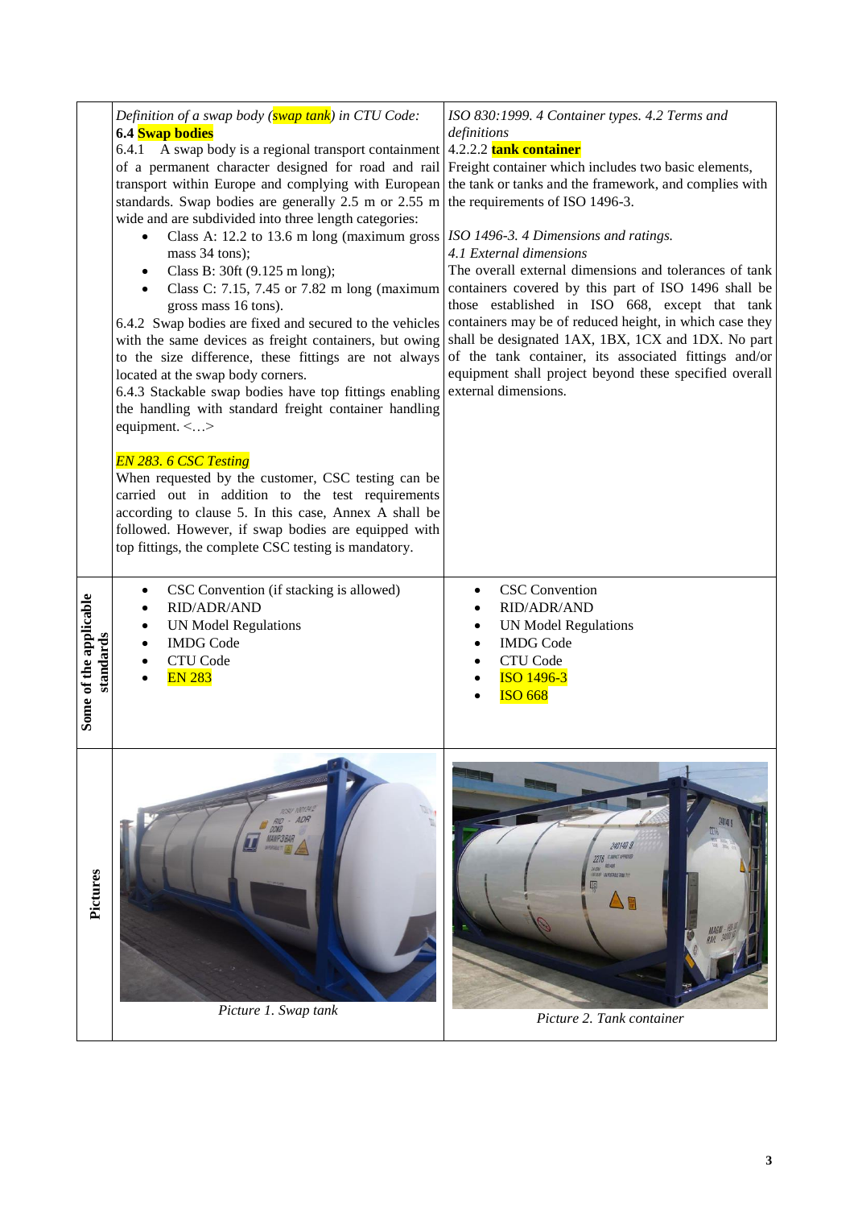| | | |
|---|---|---|
| | *Definition of a swap body (swap tank) in CTU Code:*<br>**6.4 Swap bodies**<br>6.4.1 A swap body is a regional transport containment of a permanent character designed for road and rail transport within Europe and complying with European standards. Swap bodies are generally 2.5 m or 2.55 m wide and are subdivided into three length categories:<br>• Class A: 12.2 to 13.6 m long (maximum gross mass 34 tons);<br>• Class B: 30ft (9.125 m long);<br>• Class C: 7.15, 7.45 or 7.82 m long (maximum gross mass 16 tons).<br>6.4.2 Swap bodies are fixed and secured to the vehicles with the same devices as freight containers, but owing to the size difference, these fittings are not always located at the swap body corners.<br>6.4.3 Stackable swap bodies have top fittings enabling the handling with standard freight container handling equipment. <…><br><br>*EN 283. 6 CSC Testing*<br>When requested by the customer, CSC testing can be carried out in addition to the test requirements according to clause 5. In this case, Annex A shall be followed. However, if swap bodies are equipped with top fittings, the complete CSC testing is mandatory. | *ISO 830:1999. 4 Container types. 4.2 Terms and definitions*<br>4.2.2.2 **tank container**<br>Freight container which includes two basic elements, the tank or tanks and the framework, and complies with the requirements of ISO 1496-3.<br><br>*ISO 1496-3. 4 Dimensions and ratings.*<br>*4.1 External dimensions*<br>The overall external dimensions and tolerances of tank containers covered by this part of ISO 1496 shall be those established in ISO 668, except that tank containers may be of reduced height, in which case they shall be designated 1AX, 1BX, 1CX and 1DX. No part of the tank container, its associated fittings and/or equipment shall project beyond these specified overall external dimensions. |
| **Some of the applicable standards** | • CSC Convention (if stacking is allowed)<br>• RID/ADR/AND<br>• UN Model Regulations<br>• IMDG Code<br>• CTU Code<br>• EN 283 | • CSC Convention<br>• RID/ADR/AND<br>• UN Model Regulations<br>• IMDG Code<br>• CTU Code<br>• ISO 1496-3<br>• ISO 668 |
| **Pictures** | *Picture 1. Swap tank* | *Picture 2. Tank container* |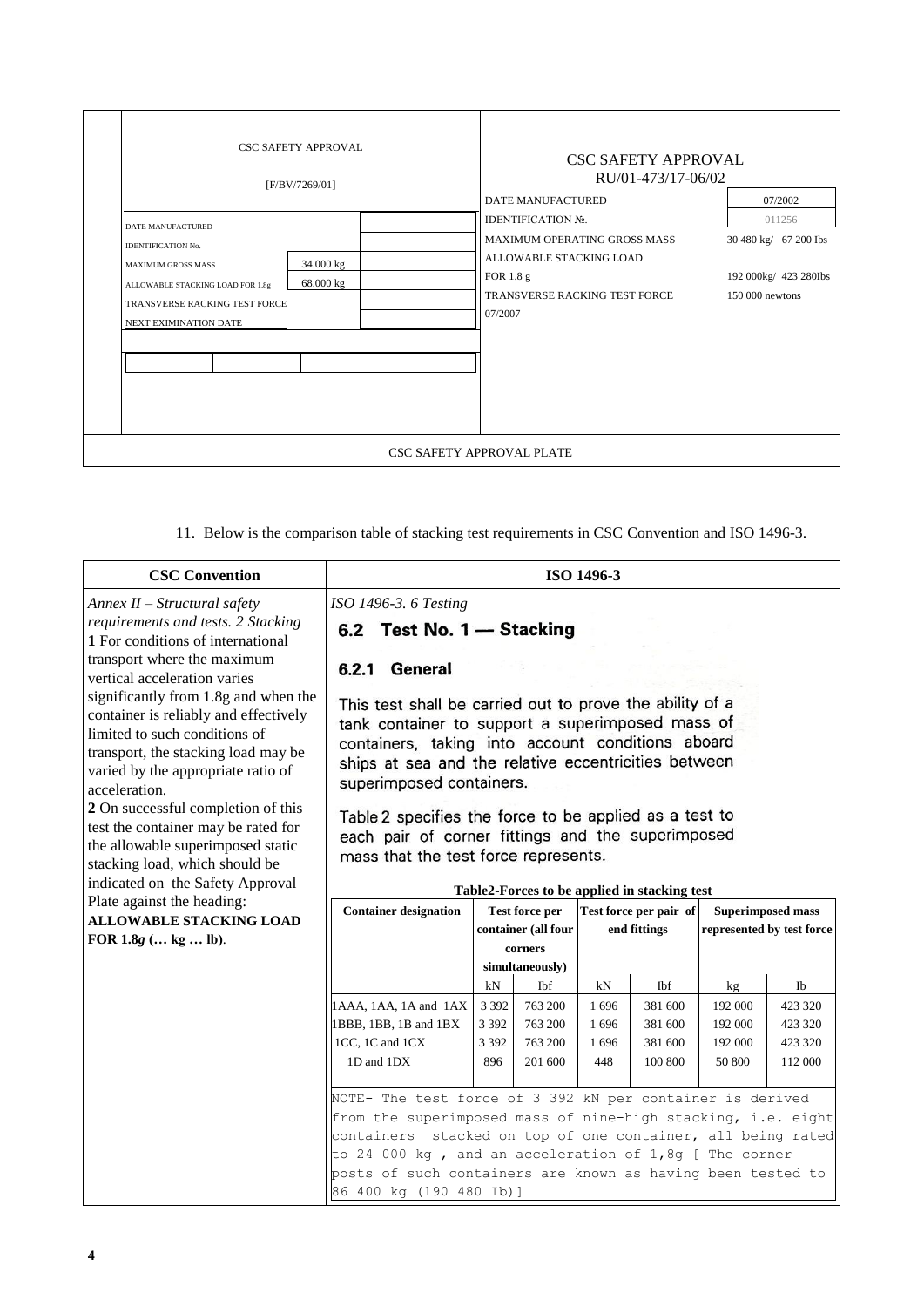| CSC SAFETY APPROVAL [F/BV/7269/01] | | | CSC SAFETY APPROVAL RU/01-473/17-06/02 | |
|---|---|---|---|---|
| DATE MANUFACTURED | | | DATE MANUFACTURED | 07/2002 |
| IDENTIFICATION No. | | | IDENTIFICATION №. | 011256 |
| MAXIMUM GROSS MASS | 34.000 kg | | MAXIMUM OPERATING GROSS MASS | 30 480 kg/ 67 200 Ibs |
| ALLOWABLE STACKING LOAD FOR 1.8g | 68.000 kg | | ALLOWABLE STACKING LOAD FOR 1.8 g | 192 000kg/ 423 280Ibs |
| TRANSVERSE RACKING TEST FORCE | | | TRANSVERSE RACKING TEST FORCE | 150 000 newtons |
| NEXT EXIMINATION DATE | | | 07/2007 | |

CSC SAFETY APPROVAL PLATE

11. Below is the comparison table of stacking test requirements in CSC Convention and ISO 1496-3.

| CSC Convention | ISO 1496-3 |
|---|---|
| *Annex II – Structural safety requirements and tests. 2 Stacking*<br>**1** For conditions of international transport where the maximum vertical acceleration varies significantly from 1.8g and when the container is reliably and effectively limited to such conditions of transport, the stacking load may be varied by the appropriate ratio of acceleration.<br>**2** On successful completion of this test the container may be rated for the allowable superimposed static stacking load, which should be indicated on the Safety Approval Plate against the heading: **ALLOWABLE STACKING LOAD FOR 1.8*g* (… kg … lb)**. | *ISO 1496-3. 6 Testing*<br>**6.2 Test No. 1 — Stacking**<br>**6.2.1 General**<br>This test shall be carried out to prove the ability of a tank container to support a superimposed mass of containers, taking into account conditions aboard ships at sea and the relative eccentricities between superimposed containers.<br>Table 2 specifies the force to be applied as a test to each pair of corner fittings and the superimposed mass that the test force represents. |

**Table2-Forces to be applied in stacking test**

| Container designation | Test force per container (all four corners simultaneously) | | Test force per pair of end fittings | | Superimposed mass represented by test force | |
|---|---|---|---|---|---|---|
| | kN | Ibf | kN | Ibf | kg | Ib |
| 1AAA, 1AA, 1A and 1AX | 3 392 | 763 200 | 1 696 | 381 600 | 192 000 | 423 320 |
| 1BBB, 1BB, 1B and 1BX | 3 392 | 763 200 | 1 696 | 381 600 | 192 000 | 423 320 |
| 1CC, 1C and 1CX | 3 392 | 763 200 | 1 696 | 381 600 | 192 000 | 423 320 |
| 1D and 1DX | 896 | 201 600 | 448 | 100 800 | 50 800 | 112 000 |

NOTE- The test force of 3 392 kN per container is derived from the superimposed mass of nine-high stacking, i.e. eight containers stacked on top of one container, all being rated to 24 000 kg , and an acceleration of 1,8g [ The corner posts of such containers are known as having been tested to 86 400 kg (190 480 Ib)]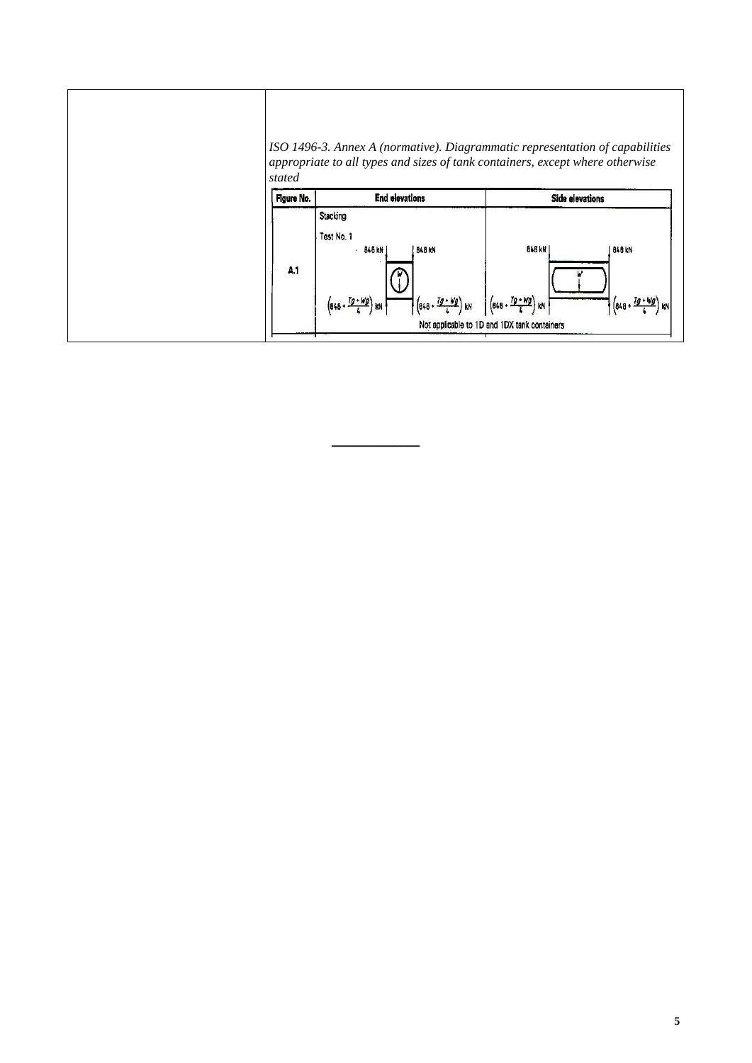| | |
|---|---|
| | *ISO 1496-3. Annex A (normative). Diagrammatic representation of capabilities appropriate to all types and sizes of tank containers, except where otherwise stated* |

| Figure No. | End elevations | Side elevations |
|---|---|---|
| A.1 | Stacking<br>Test No. 1<br>848 kN &nbsp; 848 kN<br>$\left(848 + \frac{Tg + Wg}{4}\right)$ kN &nbsp; $\left(848 + \frac{Tg + Wg}{4}\right)$ kN | 848 kN &nbsp; 848 kN<br>$\left(848 + \frac{Tg + Wg}{4}\right)$ kN &nbsp; $\left(848 + \frac{Tg + Wg}{4}\right)$ kN |
| | Not applicable to 1D and 1DX tank containers | |